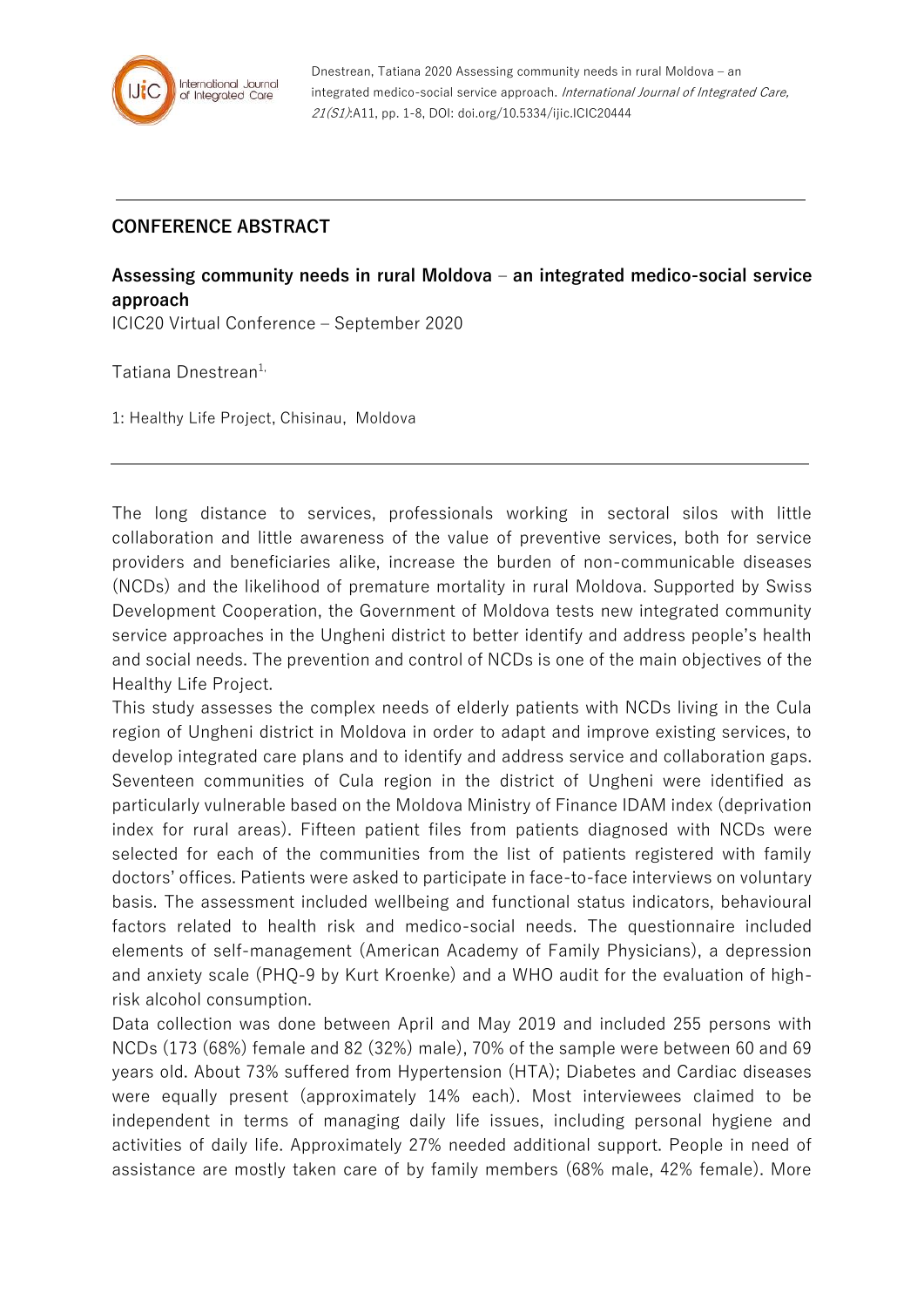Dnestrean, Tatiana 2020 Assessing community needs in rural Moldova – an integrated medico-social service approach. *International Journal of Integrated Care, 21(S1)*:A11, pp. 1-8, DOI: doi.org/10.5334/ijic.ICIC20444

## CONFERENCE ABSTRACT

### Assessing community needs in rural Moldova – an integrated medico-social service approach

ICIC20 Virtual Conference – September 2020

Tatiana Dnestrean[1,]

1: Healthy Life Project, Chisinau, Moldova

The long distance to services, professionals working in sectoral silos with little collaboration and little awareness of the value of preventive services, both for service providers and beneficiaries alike, increase the burden of non-communicable diseases (NCDs) and the likelihood of premature mortality in rural Moldova. Supported by Swiss Development Cooperation, the Government of Moldova tests new integrated community service approaches in the Ungheni district to better identify and address people's health and social needs. The prevention and control of NCDs is one of the main objectives of the Healthy Life Project.

This study assesses the complex needs of elderly patients with NCDs living in the Cula region of Ungheni district in Moldova in order to adapt and improve existing services, to develop integrated care plans and to identify and address service and collaboration gaps. Seventeen communities of Cula region in the district of Ungheni were identified as particularly vulnerable based on the Moldova Ministry of Finance IDAM index (deprivation index for rural areas). Fifteen patient files from patients diagnosed with NCDs were selected for each of the communities from the list of patients registered with family doctors' offices. Patients were asked to participate in face-to-face interviews on voluntary basis. The assessment included wellbeing and functional status indicators, behavioural factors related to health risk and medico-social needs. The questionnaire included elements of self-management (American Academy of Family Physicians), a depression and anxiety scale (PHQ-9 by Kurt Kroenke) and a WHO audit for the evaluation of high-risk alcohol consumption.

Data collection was done between April and May 2019 and included 255 persons with NCDs (173 (68%) female and 82 (32%) male), 70% of the sample were between 60 and 69 years old. About 73% suffered from Hypertension (HTA); Diabetes and Cardiac diseases were equally present (approximately 14% each). Most interviewees claimed to be independent in terms of managing daily life issues, including personal hygiene and activities of daily life. Approximately 27% needed additional support. People in need of assistance are mostly taken care of by family members (68% male, 42% female). More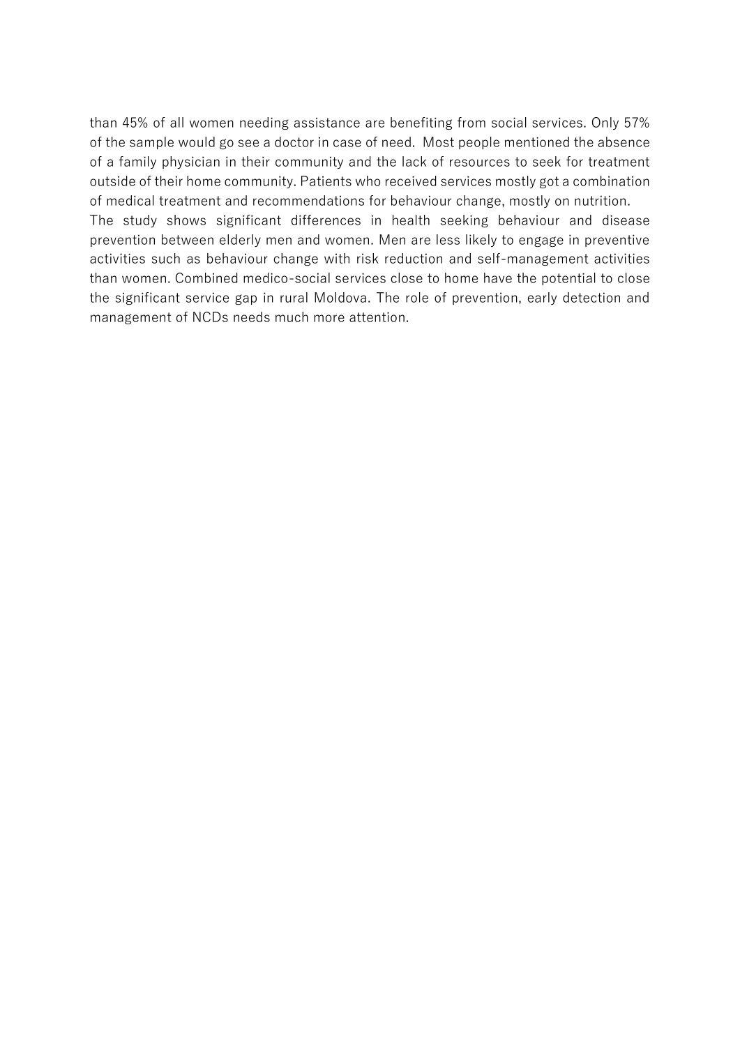than 45% of all women needing assistance are benefiting from social services. Only 57% of the sample would go see a doctor in case of need. Most people mentioned the absence of a family physician in their community and the lack of resources to seek for treatment outside of their home community. Patients who received services mostly got a combination of medical treatment and recommendations for behaviour change, mostly on nutrition.

The study shows significant differences in health seeking behaviour and disease prevention between elderly men and women. Men are less likely to engage in preventive activities such as behaviour change with risk reduction and self-management activities than women. Combined medico-social services close to home have the potential to close the significant service gap in rural Moldova. The role of prevention, early detection and management of NCDs needs much more attention.